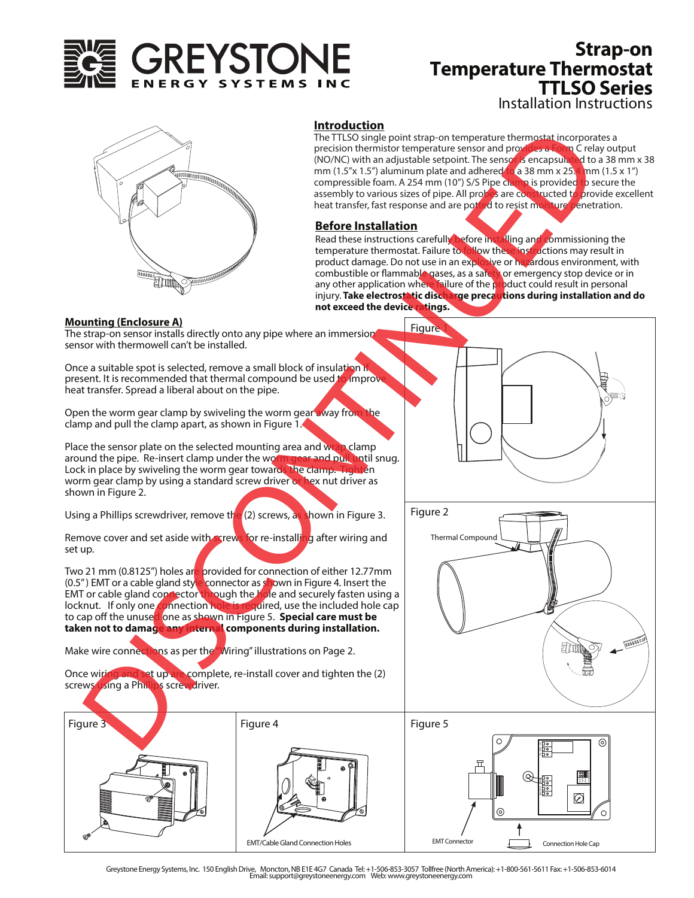# GREYSTONE ENERGY SYSTEMS INC

# Strap-on Temperature Thermostat TTLSO Series

Installation Instructions

DISCONTINUED

## Introduction

The TTLSO single point strap-on temperature thermostat incorporates a precision thermistor temperature sensor and provides a Form C relay output (NO/NC) with an adjustable setpoint. The sensor is encapsulated to a 38 mm x 38 mm (1.5"x 1.5") aluminum plate and adhered to a 38 mm x 25.4 mm (1.5 x 1") compressible foam. A 254 mm (10") S/S Pipe clamp is provided to secure the assembly to various sizes of pipe. All probes are constructed to provide excellent heat transfer, fast response and are potted to resist moisture penetration.

## Before Installation

Read these instructions carefully before installing and commissioning the temperature thermostat. Failure to follow these instructions may result in product damage. Do not use in an explosive or hazardous environment, with combustible or flammable gases, as a safety or emergency stop device or in any other application where failure of the product could result in personal injury. **Take electrostatic discharge precautions during installation and do not exceed the device ratings.**

## Mounting (Enclosure A)

The strap-on sensor installs directly onto any pipe where an immersion sensor with thermowell can't be installed.

Once a suitable spot is selected, remove a small block of insulation if present. It is recommended that thermal compound be used to improve heat transfer. Spread a liberal about on the pipe.

Open the worm gear clamp by swiveling the worm gear away from the clamp and pull the clamp apart, as shown in Figure 1.

Place the sensor plate on the selected mounting area and wrap clamp around the pipe. Re-insert clamp under the worm gear and pull until snug. Lock in place by swiveling the worm gear towards the clamp. Tighten worm gear clamp by using a standard screw driver or hex nut driver as shown in Figure 2.

Using a Phillips screwdriver, remove the (2) screws, as shown in Figure 3.

Remove cover and set aside with screws for re-installing after wiring and set up.

Two 21 mm (0.8125") holes are provided for connection of either 12.77mm (0.5") EMT or a cable gland style connector as shown in Figure 4. Insert the EMT or cable gland connector through the hole and securely fasten using a locknut. If only one connection hole is required, use the included hole cap to cap off the unused one as shown in Figure 5. **Special care must be taken not to damage any internal components during installation.**

Make wire connections as per the "Wiring" illustrations on Page 2.

Once wiring and set up are complete, re-install cover and tighten the (2) screws using a Phillips screwdriver.

Figure 1

Figure 2

Thermal Compound

Figure 3

Figure 4

EMT/Cable Gland Connection Holes

Figure 5

EMT Connector

Connection Hole Cap

Greystone Energy Systems, Inc. 150 English Drive, Moncton, NB E1E 4G7 Canada Tel: +1-506-853-3057 Tollfree (North America): +1-800-561-5611 Fax: +1-506-853-6014
Email: support@greystoneenergy.com Web: www.greystoneenergy.com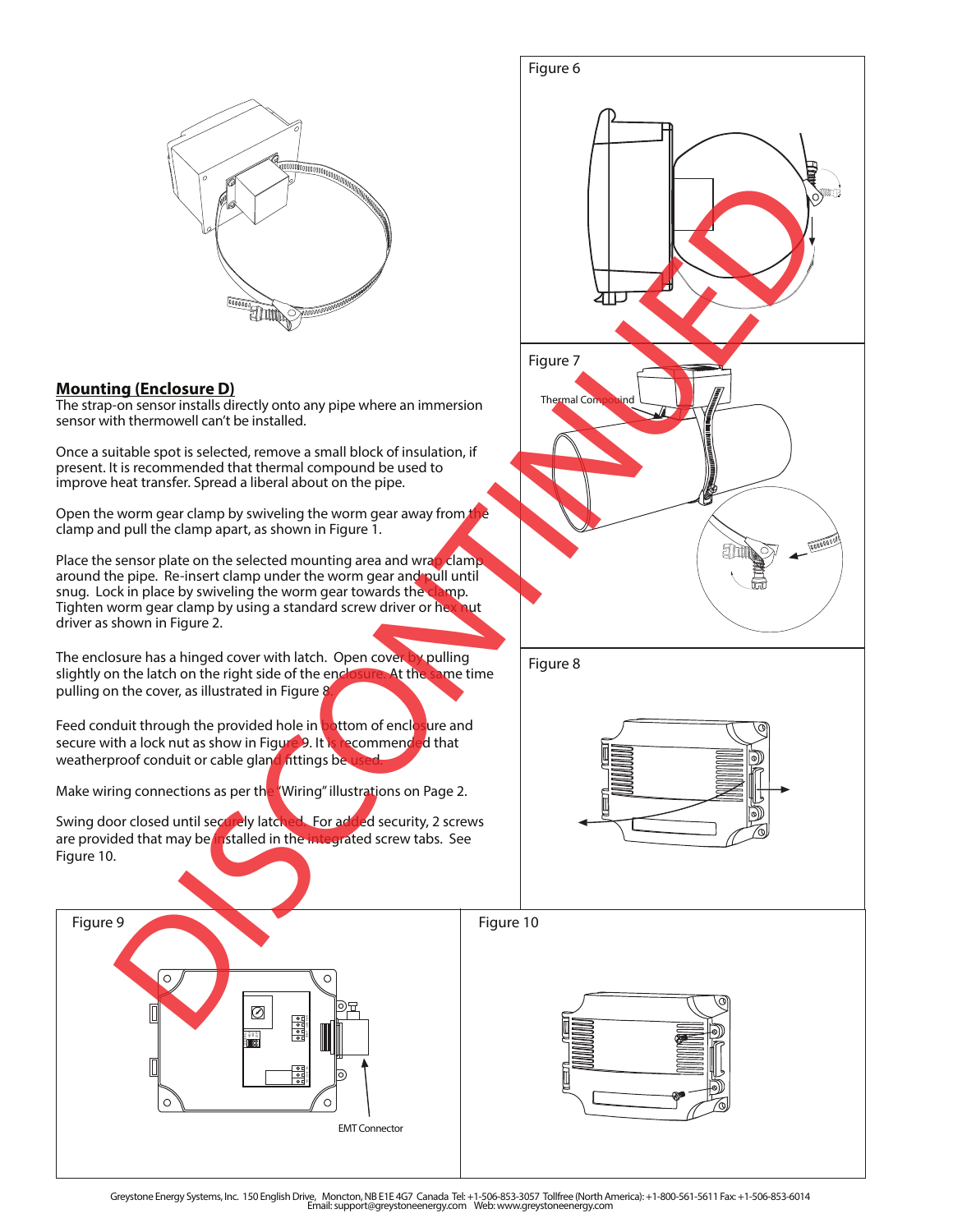## Mounting (Enclosure D)

The strap-on sensor installs directly onto any pipe where an immersion sensor with thermowell can't be installed.

Once a suitable spot is selected, remove a small block of insulation, if present. It is recommended that thermal compound be used to improve heat transfer. Spread a liberal about on the pipe.

Open the worm gear clamp by swiveling the worm gear away from the clamp and pull the clamp apart, as shown in Figure 1.

Place the sensor plate on the selected mounting area and wrap clamp around the pipe. Re-insert clamp under the worm gear and pull until snug. Lock in place by swiveling the worm gear towards the clamp. Tighten worm gear clamp by using a standard screw driver or hex nut driver as shown in Figure 2.

The enclosure has a hinged cover with latch. Open cover by pulling slightly on the latch on the right side of the enclosure. At the same time pulling on the cover, as illustrated in Figure 8.

Feed conduit through the provided hole in bottom of enclosure and secure with a lock nut as show in Figure 9. It is recommended that weatherproof conduit or cable gland fittings be used.

Make wiring connections as per the "Wiring" illustrations on Page 2.

Swing door closed until securely latched. For added security, 2 screws are provided that may be installed in the integrated screw tabs. See Figure 10.

Figure 6

Figure 7

Thermal Compound

Figure 8

Figure 9

EMT Connector

Figure 10

DISCONTINUED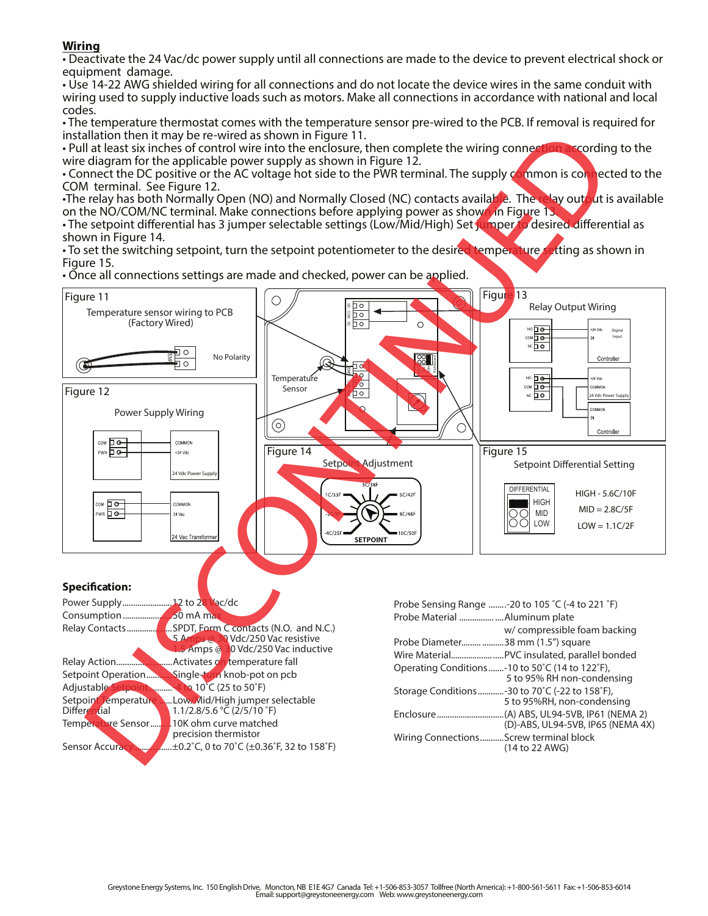## Wiring

- Deactivate the 24 Vac/dc power supply until all connections are made to the device to prevent electrical shock or equipment damage.
- Use 14-22 AWG shielded wiring for all connections and do not locate the device wires in the same conduit with wiring used to supply inductive loads such as motors. Make all connections in accordance with national and local codes.
- The temperature thermostat comes with the temperature sensor pre-wired to the PCB. If removal is required for installation then it may be re-wired as shown in Figure 11.
- Pull at least six inches of control wire into the enclosure, then complete the wiring connection according to the wire diagram for the applicable power supply as shown in Figure 12.
- Connect the DC positive or the AC voltage hot side to the PWR terminal. The supply common is connected to the COM terminal. See Figure 12.
- The relay has both Normally Open (NO) and Normally Closed (NC) contacts available. The relay output is available on the NO/COM/NC terminal. Make connections before applying power as shown in Figure 13.
- The setpoint differential has 3 jumper selectable settings (Low/Mid/High) Set jumper to desired differential as shown in Figure 14.
- To set the switching setpoint, turn the setpoint potentiometer to the desired temperature setting as shown in Figure 15.
- Once all connections settings are made and checked, power can be applied.

Figure 11 — Temperature sensor wiring to PCB (Factory Wired). No Polarity

Figure 12 — Power Supply Wiring (COM → COMMON, PWR → +24 Vdc, 24 Vdc Power Supply; COM → COMMON, PWR → 24 Vac, 24 Vac Transformer)

Figure 13 — Relay Output Wiring

Figure 14 — Setpoint Adjustment (SETPOINT: -4C/25F, -2C/29F, 1C/33F, 3C/38F, 5C/42F, 8C/46F, 10C/50F)

Figure 15 — Setpoint Differential Setting

| DIFFERENTIAL | |
|---|---|
| HIGH | HIGH - 5.6C/10F |
| MID | MID = 2.8C/5F |
| LOW | LOW = 1.1C/2F |

DISCONTINUED

### Specification:

| | |
|---|---|
| Power Supply | 12 to 28 Vac/dc |
| Consumption | 50 mA max |
| Relay Contacts | SPDT, Form C contacts (N.O. and N.C.)<br>5 Amps @ 30 Vdc/250 Vac resistive<br>1.5 Amps @ 30 Vdc/250 Vac inductive |
| Relay Action | Activates on temperature fall |
| Setpoint Operation | Single-turn knob-pot on pcb |
| Adjustable Setpoint | -4 to 10˚C (25 to 50˚F) |
| Setpoint Temperature Differential | Low/Mid/High jumper selectable<br>1.1/2.8/5.6 ºC (2/5/10 ˚F) |
| Temperature Sensor | 10K ohm curve matched precision thermistor |
| Sensor Accuracy | ±0.2˚C, 0 to 70˚C (±0.36˚F, 32 to 158˚F) |
| Probe Sensing Range | -20 to 105 ˚C (-4 to 221 ˚F) |
| Probe Material | Aluminum plate w/ compressible foam backing |
| Probe Diameter | 38 mm (1.5") square |
| Wire Material | PVC insulated, parallel bonded |
| Operating Conditions | -10 to 50˚C (14 to 122˚F), 5 to 95% RH non-condensing |
| Storage Conditions | -30 to 70˚C (-22 to 158˚F), 5 to 95%RH, non-condensing |
| Enclosure | (A) ABS, UL94-5VB, IP61 (NEMA 2)<br>(D)-ABS, UL94-5VB, IP65 (NEMA 4X) |
| Wiring Connections | Screw terminal block (14 to 22 AWG) |

Greystone Energy Systems, Inc. 150 English Drive, Moncton, NB E1E 4G7 Canada Tel: +1-506-853-3057 Tollfree (North America): +1-800-561-5611 Fax: +1-506-853-6014
Email: support@greystoneenergy.com Web: www.greystoneenergy.com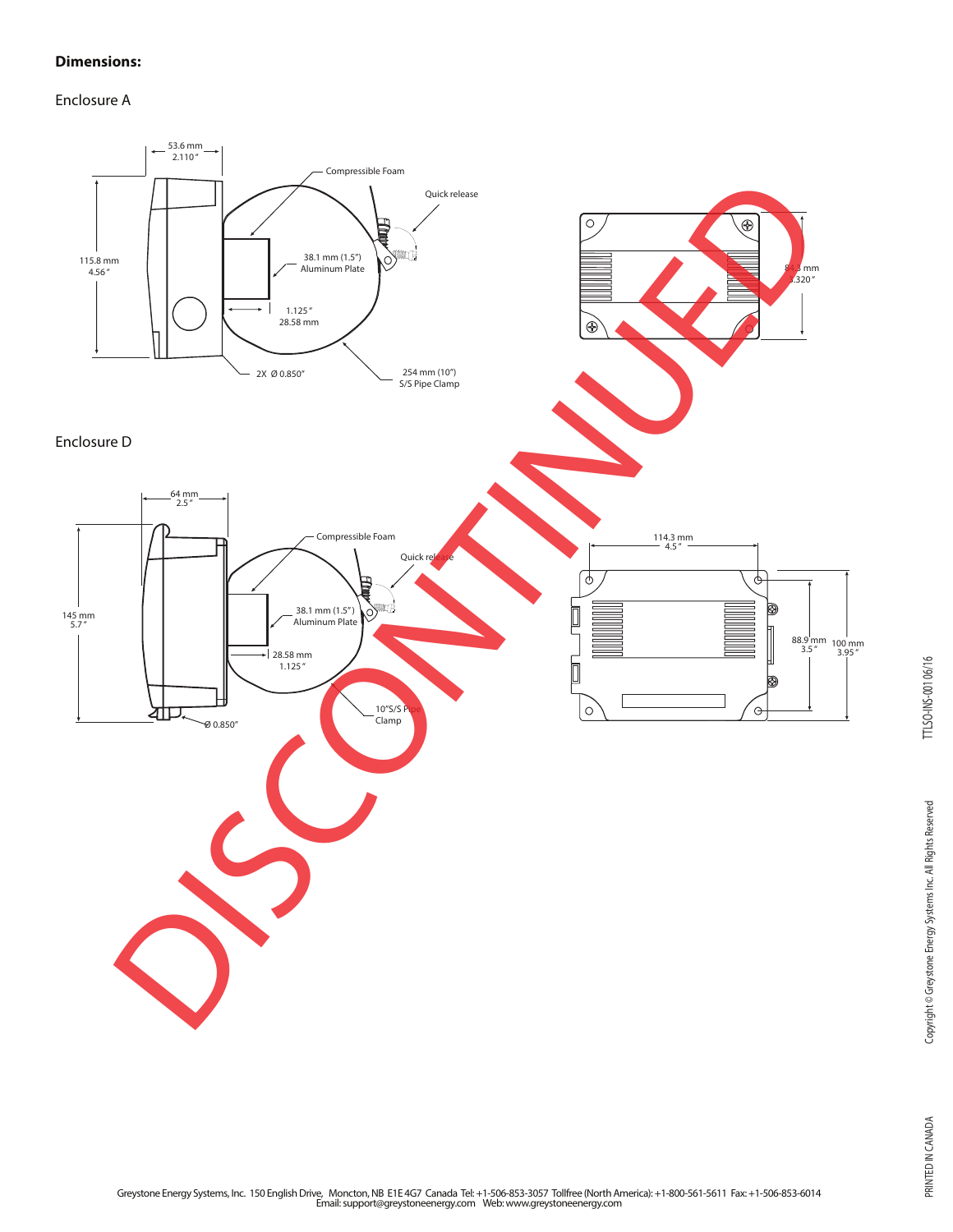**Dimensions:**

Enclosure A

53.6 mm
2.110″

Compressible Foam

Quick release

115.8 mm
4.56″

38.1 mm (1.5")
Aluminum Plate

1.125″
28.58 mm

2X Ø 0.850″

254 mm (10")
S/S Pipe Clamp

84.3 mm
3.320″

Enclosure D

64 mm
2.5″

Compressible Foam

Quick release

145 mm
5.7″

38.1 mm (1.5")
Aluminum Plate

28.58 mm
1.125″

10"S/S Pipe
Clamp

Ø 0.850″

114.3 mm
4.5″

88.9 mm
3.5″

100 mm
3.95″

DISCONTINUED

TTLSO-INS-001 06/16

Copyright © Greystone Energy Systems Inc. All Rights Reserved

PRINTED IN CANADA

Greystone Energy Systems, Inc. 150 English Drive, Moncton, NB E1E 4G7 Canada Tel: +1-506-853-3057 Tollfree (North America): +1-800-561-5611 Fax: +1-506-853-6014
Email: support@greystoneenergy.com Web: www.greystoneenergy.com